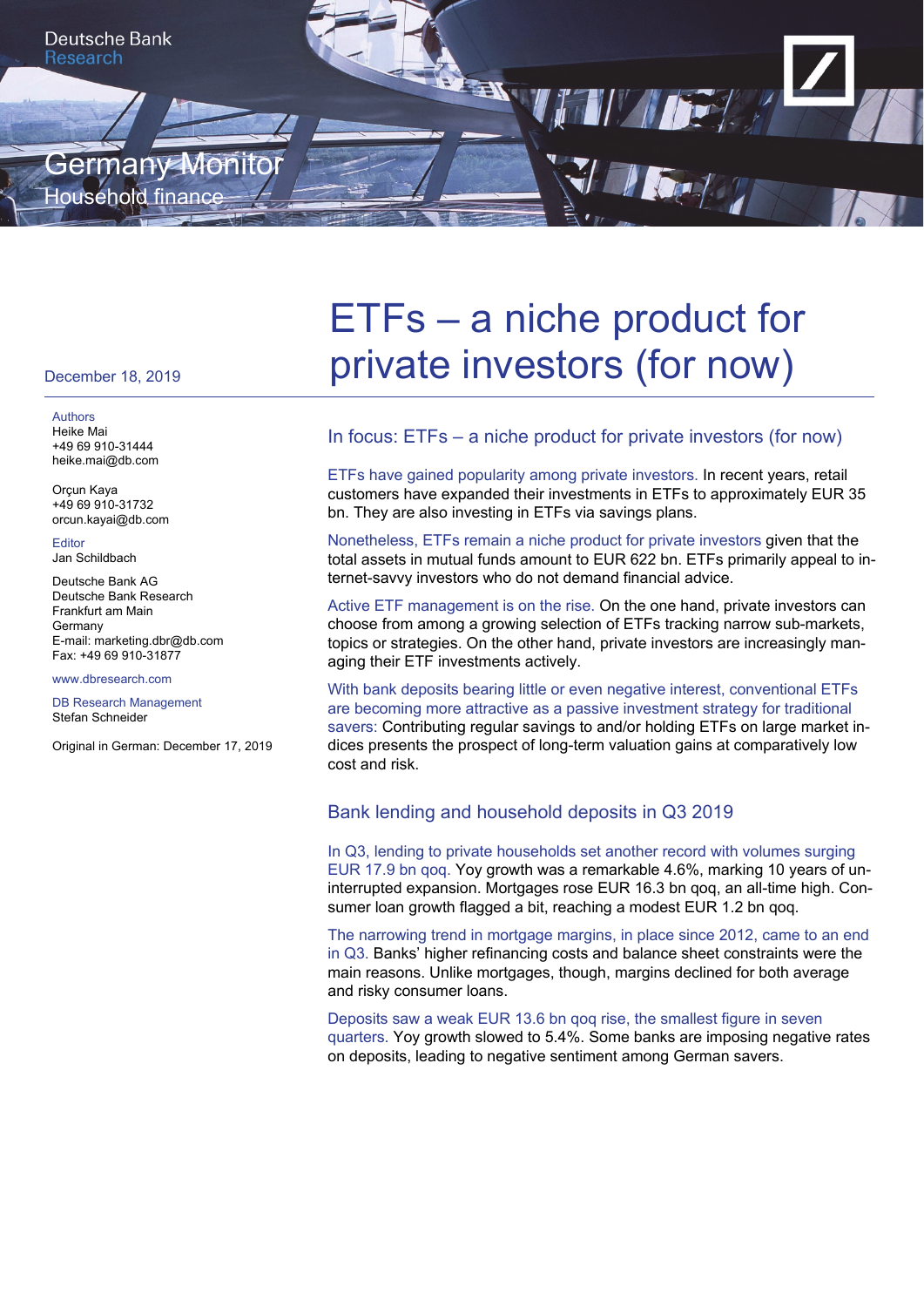Deutsche Bank
Research

Germany Monitor
Household finance

December 18, 2019

Authors
Heike Mai
+49 69 910-31444
heike.mai@db.com

Orçun Kaya
+49 69 910-31732
orcun.kayai@db.com

Editor
Jan Schildbach

Deutsche Bank AG
Deutsche Bank Research
Frankfurt am Main
Germany
E-mail: marketing.dbr@db.com
Fax: +49 69 910-31877

www.dbresearch.com

DB Research Management
Stefan Schneider

Original in German: December 17, 2019

# ETFs – a niche product for private investors (for now)

## In focus: ETFs – a niche product for private investors (for now)

ETFs have gained popularity among private investors. In recent years, retail customers have expanded their investments in ETFs to approximately EUR 35 bn. They are also investing in ETFs via savings plans.

Nonetheless, ETFs remain a niche product for private investors given that the total assets in mutual funds amount to EUR 622 bn. ETFs primarily appeal to internet-savvy investors who do not demand financial advice.

Active ETF management is on the rise. On the one hand, private investors can choose from among a growing selection of ETFs tracking narrow sub-markets, topics or strategies. On the other hand, private investors are increasingly managing their ETF investments actively.

With bank deposits bearing little or even negative interest, conventional ETFs are becoming more attractive as a passive investment strategy for traditional savers: Contributing regular savings to and/or holding ETFs on large market indices presents the prospect of long-term valuation gains at comparatively low cost and risk.

## Bank lending and household deposits in Q3 2019

In Q3, lending to private households set another record with volumes surging EUR 17.9 bn qoq. Yoy growth was a remarkable 4.6%, marking 10 years of uninterrupted expansion. Mortgages rose EUR 16.3 bn qoq, an all-time high. Consumer loan growth flagged a bit, reaching a modest EUR 1.2 bn qoq.

The narrowing trend in mortgage margins, in place since 2012, came to an end in Q3. Banks' higher refinancing costs and balance sheet constraints were the main reasons. Unlike mortgages, though, margins declined for both average and risky consumer loans.

Deposits saw a weak EUR 13.6 bn qoq rise, the smallest figure in seven quarters. Yoy growth slowed to 5.4%. Some banks are imposing negative rates on deposits, leading to negative sentiment among German savers.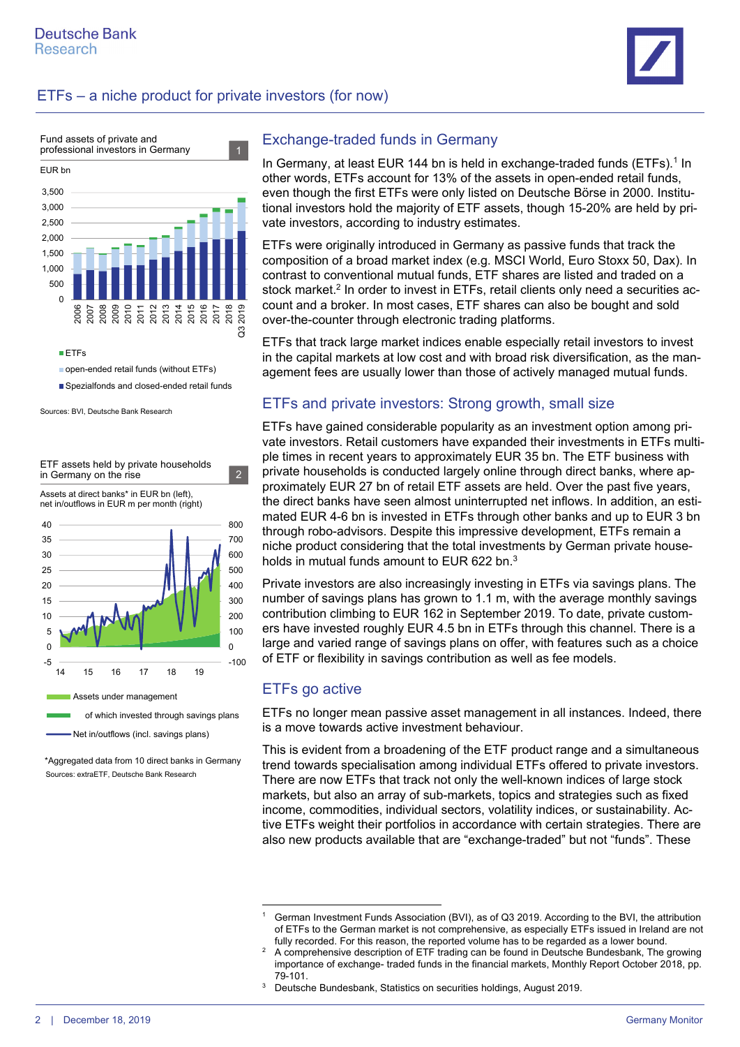## Exchange-traded funds in Germany

In Germany, at least EUR 144 bn is held in exchange-traded funds (ETFs).[1] In other words, ETFs account for 13% of the assets in open-ended retail funds, even though the first ETFs were only listed on Deutsche Börse in 2000. Institutional investors hold the majority of ETF assets, though 15-20% are held by private investors, according to industry estimates.

ETFs were originally introduced in Germany as passive funds that track the composition of a broad market index (e.g. MSCI World, Euro Stoxx 50, Dax). In contrast to conventional mutual funds, ETF shares are listed and traded on a stock market.[2] In order to invest in ETFs, retail clients only need a securities account and a broker. In most cases, ETF shares can also be bought and sold over-the-counter through electronic trading platforms.

ETFs that track large market indices enable especially retail investors to invest in the capital markets at low cost and with broad risk diversification, as the management fees are usually lower than those of actively managed mutual funds.

Fund assets of private and professional investors in Germany — 1

EUR bn

- ETFs
- open-ended retail funds (without ETFs)
- Spezialfonds and closed-ended retail funds

Sources: BVI, Deutsche Bank Research

## ETFs and private investors: Strong growth, small size

ETFs have gained considerable popularity as an investment option among private investors. Retail customers have expanded their investments in ETFs multiple times in recent years to approximately EUR 35 bn. The ETF business with private households is conducted largely online through direct banks, where approximately EUR 27 bn of retail ETF assets are held. Over the past five years, the direct banks have seen almost uninterrupted net inflows. In addition, an estimated EUR 4-6 bn is invested in ETFs through other banks and up to EUR 3 bn through robo-advisors. Despite this impressive development, ETFs remain a niche product considering that the total investments by German private households in mutual funds amount to EUR 622 bn.[3]

Private investors are also increasingly investing in ETFs via savings plans. The number of savings plans has grown to 1.1 m, with the average monthly savings contribution climbing to EUR 162 in September 2019. To date, private customers have invested roughly EUR 4.5 bn in ETFs through this channel. There is a large and varied range of savings plans on offer, with features such as a choice of ETF or flexibility in savings contribution as well as fee models.

ETF assets held by private households in Germany on the rise — 2

Assets at direct banks* in EUR bn (left), net in/outflows in EUR m per month (right)

- Assets under management
- of which invested through savings plans
- Net in/outflows (incl. savings plans)

*Aggregated data from 10 direct banks in Germany

Sources: extraETF, Deutsche Bank Research

## ETFs go active

ETFs no longer mean passive asset management in all instances. Indeed, there is a move towards active investment behaviour.

This is evident from a broadening of the ETF product range and a simultaneous trend towards specialisation among individual ETFs offered to private investors. There are now ETFs that track not only the well-known indices of large stock markets, but also an array of sub-markets, topics and strategies such as fixed income, commodities, individual sectors, volatility indices, or sustainability. Active ETFs weight their portfolios in accordance with certain strategies. There are also new products available that are "exchange-traded" but not "funds". These

---

[1] German Investment Funds Association (BVI), as of Q3 2019. According to the BVI, the attribution of ETFs to the German market is not comprehensive, as especially ETFs issued in Ireland are not fully recorded. For this reason, the reported volume has to be regarded as a lower bound.

[2] A comprehensive description of ETF trading can be found in Deutsche Bundesbank, The growing importance of exchange- traded funds in the financial markets, Monthly Report October 2018, pp. 79-101.

[3] Deutsche Bundesbank, Statistics on securities holdings, August 2019.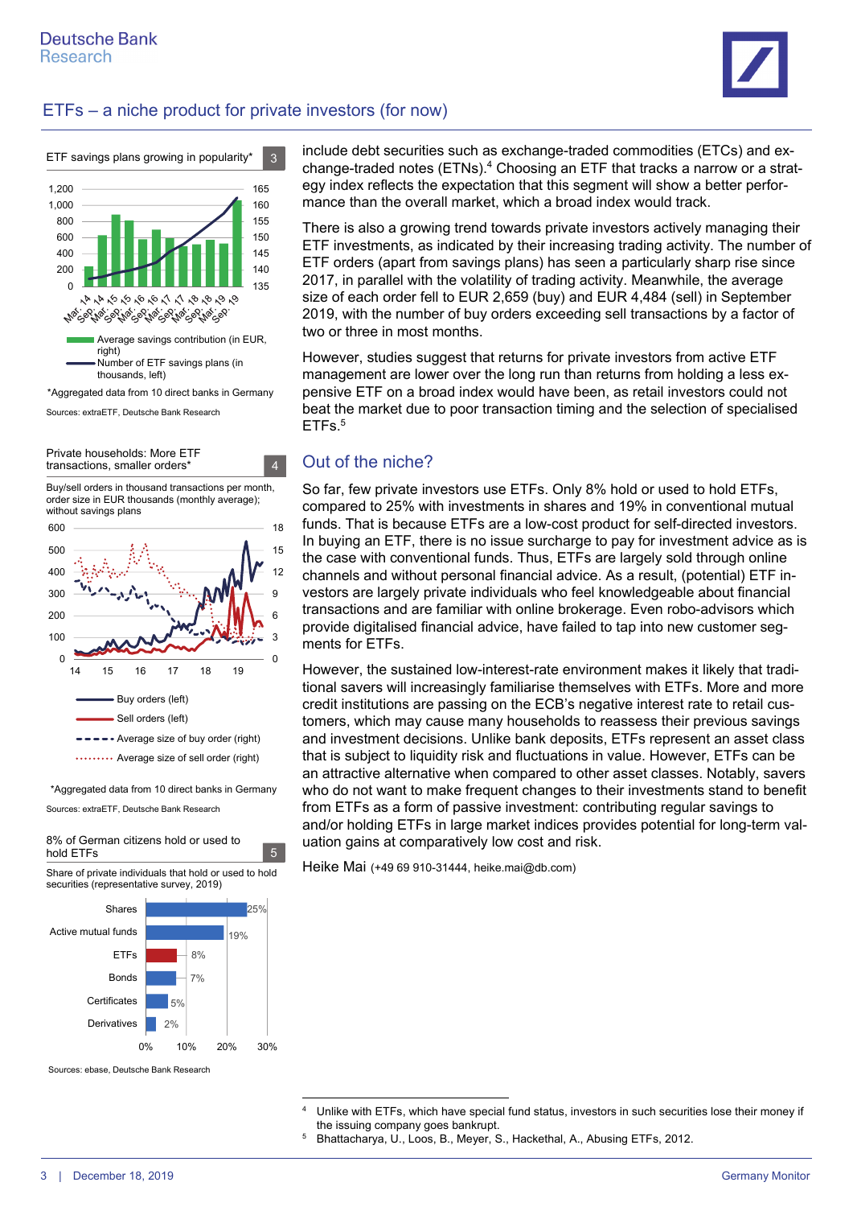## ETFs – a niche product for private investors (for now)

**ETF savings plans growing in popularity*** — 3

- Average savings contribution (in EUR, right)
- Number of ETF savings plans (in thousands, left)

*Aggregated data from 10 direct banks in Germany

Sources: extraETF, Deutsche Bank Research

**Private households: More ETF transactions, smaller orders*** — 4

Buy/sell orders in thousand transactions per month, order size in EUR thousands (monthly average); without savings plans

- Buy orders (left)
- Sell orders (left)
- Average size of buy order (right)
- Average size of sell order (right)

*Aggregated data from 10 direct banks in Germany

Sources: extraETF, Deutsche Bank Research

**8% of German citizens hold or used to hold ETFs** — 5

Share of private individuals that hold or used to hold securities (representative survey, 2019)

| | Share |
|---|---|
| Shares | 25% |
| Active mutual funds | 19% |
| ETFs | 8% |
| Bonds | 7% |
| Certificates | 5% |
| Derivatives | 2% |

Sources: ebase, Deutsche Bank Research

include debt securities such as exchange-traded commodities (ETCs) and exchange-traded notes (ETNs).[4] Choosing an ETF that tracks a narrow or a strategy index reflects the expectation that this segment will show a better performance than the overall market, which a broad index would track.

There is also a growing trend towards private investors actively managing their ETF investments, as indicated by their increasing trading activity. The number of ETF orders (apart from savings plans) has seen a particularly sharp rise since 2017, in parallel with the volatility of trading activity. Meanwhile, the average size of each order fell to EUR 2,659 (buy) and EUR 4,484 (sell) in September 2019, with the number of buy orders exceeding sell transactions by a factor of two or three in most months.

However, studies suggest that returns for private investors from active ETF management are lower over the long run than returns from holding a less expensive ETF on a broad index would have been, as retail investors could not beat the market due to poor transaction timing and the selection of specialised ETFs.[5]

### Out of the niche?

So far, few private investors use ETFs. Only 8% hold or used to hold ETFs, compared to 25% with investments in shares and 19% in conventional mutual funds. That is because ETFs are a low-cost product for self-directed investors. In buying an ETF, there is no issue surcharge to pay for investment advice as is the case with conventional funds. Thus, ETFs are largely sold through online channels and without personal financial advice. As a result, (potential) ETF investors are largely private individuals who feel knowledgeable about financial transactions and are familiar with online brokerage. Even robo-advisors which provide digitalised financial advice, have failed to tap into new customer segments for ETFs.

However, the sustained low-interest-rate environment makes it likely that traditional savers will increasingly familiarise themselves with ETFs. More and more credit institutions are passing on the ECB's negative interest rate to retail customers, which may cause many households to reassess their previous savings and investment decisions. Unlike bank deposits, ETFs represent an asset class that is subject to liquidity risk and fluctuations in value. However, ETFs can be an attractive alternative when compared to other asset classes. Notably, savers who do not want to make frequent changes to their investments stand to benefit from ETFs as a form of passive investment: contributing regular savings to and/or holding ETFs in large market indices provides potential for long-term valuation gains at comparatively low cost and risk.

Heike Mai (+49 69 910-31444, heike.mai@db.com)

---

[4] Unlike with ETFs, which have special fund status, investors in such securities lose their money if the issuing company goes bankrupt.

[5] Bhattacharya, U., Loos, B., Meyer, S., Hackethal, A., Abusing ETFs, 2012.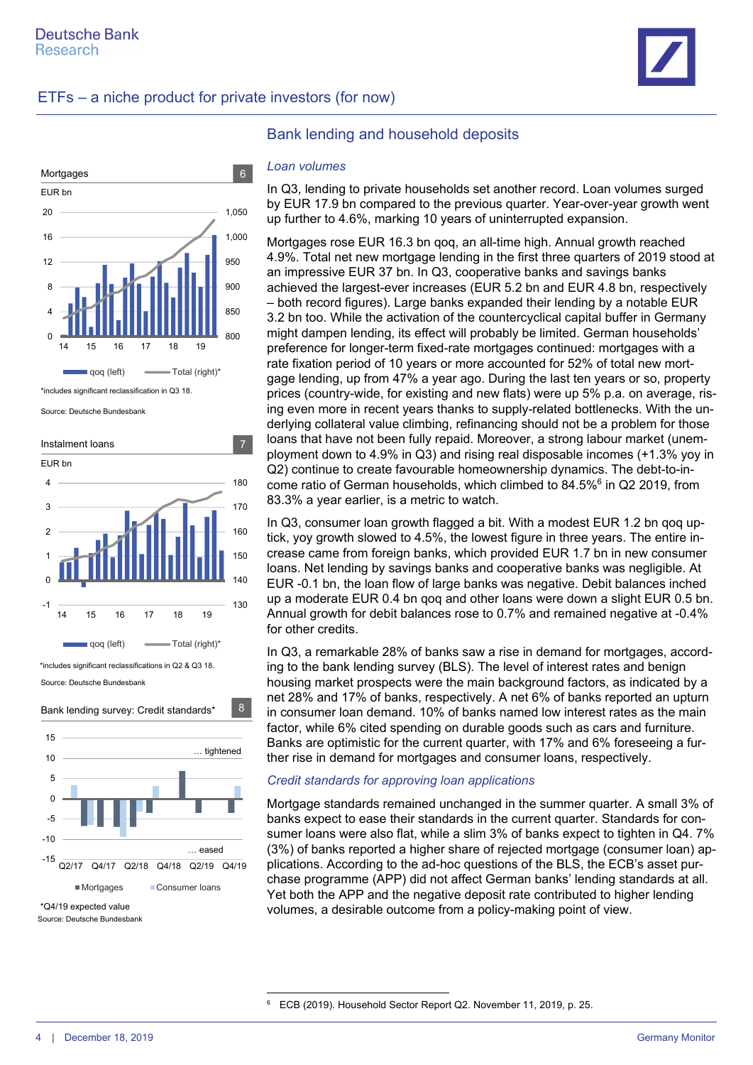## Bank lending and household deposits

*Loan volumes*

In Q3, lending to private households set another record. Loan volumes surged by EUR 17.9 bn compared to the previous quarter. Year-over-year growth went up further to 4.6%, marking 10 years of uninterrupted expansion.

Mortgages rose EUR 16.3 bn qoq, an all-time high. Annual growth reached 4.9%. Total net new mortgage lending in the first three quarters of 2019 stood at an impressive EUR 37 bn. In Q3, cooperative banks and savings banks achieved the largest-ever increases (EUR 5.2 bn and EUR 4.8 bn, respectively – both record figures). Large banks expanded their lending by a notable EUR 3.2 bn too. While the activation of the countercyclical capital buffer in Germany might dampen lending, its effect will probably be limited. German households' preference for longer-term fixed-rate mortgages continued: mortgages with a rate fixation period of 10 years or more accounted for 52% of total new mortgage lending, up from 47% a year ago. During the last ten years or so, property prices (country-wide, for existing and new flats) were up 5% p.a. on average, rising even more in recent years thanks to supply-related bottlenecks. With the underlying collateral value climbing, refinancing should not be a problem for those loans that have not been fully repaid. Moreover, a strong labour market (unemployment down to 4.9% in Q3) and rising real disposable incomes (+1.3% yoy in Q2) continue to create favourable homeownership dynamics. The debt-to-income ratio of German households, which climbed to 84.5%[6] in Q2 2019, from 83.3% a year earlier, is a metric to watch.

In Q3, consumer loan growth flagged a bit. With a modest EUR 1.2 bn qoq uptick, yoy growth slowed to 4.5%, the lowest figure in three years. The entire increase came from foreign banks, which provided EUR 1.7 bn in new consumer loans. Net lending by savings banks and cooperative banks was negligible. At EUR -0.1 bn, the loan flow of large banks was negative. Debit balances inched up a moderate EUR 0.4 bn qoq and other loans were down a slight EUR 0.5 bn. Annual growth for debit balances rose to 0.7% and remained negative at -0.4% for other credits.

In Q3, a remarkable 28% of banks saw a rise in demand for mortgages, according to the bank lending survey (BLS). The level of interest rates and benign housing market prospects were the main background factors, as indicated by a net 28% and 17% of banks, respectively. A net 6% of banks reported an upturn in consumer loan demand. 10% of banks named low interest rates as the main factor, while 6% cited spending on durable goods such as cars and furniture. Banks are optimistic for the current quarter, with 17% and 6% foreseeing a further rise in demand for mortgages and consumer loans, respectively.

*Credit standards for approving loan applications*

Mortgage standards remained unchanged in the summer quarter. A small 3% of banks expect to ease their standards in the current quarter. Standards for consumer loans were also flat, while a slim 3% of banks expect to tighten in Q4. 7% (3%) of banks reported a higher share of rejected mortgage (consumer loan) applications. According to the ad-hoc questions of the BLS, the ECB's asset purchase programme (APP) did not affect German banks' lending standards at all. Yet both the APP and the negative deposit rate contributed to higher lending volumes, a desirable outcome from a policy-making point of view.

**Mortgages** (6)
EUR bn
qoq (left) — Total (right)*
*includes significant reclassification in Q3 18.
Source: Deutsche Bundesbank

**Instalment loans** (7)
EUR bn
qoq (left) — Total (right)*
*includes significant reclassifications in Q2 & Q3 18.
Source: Deutsche Bundesbank

**Bank lending survey: Credit standards*** (8)
... tightened / ... eased
Mortgages — Consumer loans
*Q4/19 expected value
Source: Deutsche Bundesbank

[6] ECB (2019). Household Sector Report Q2. November 11, 2019, p. 25.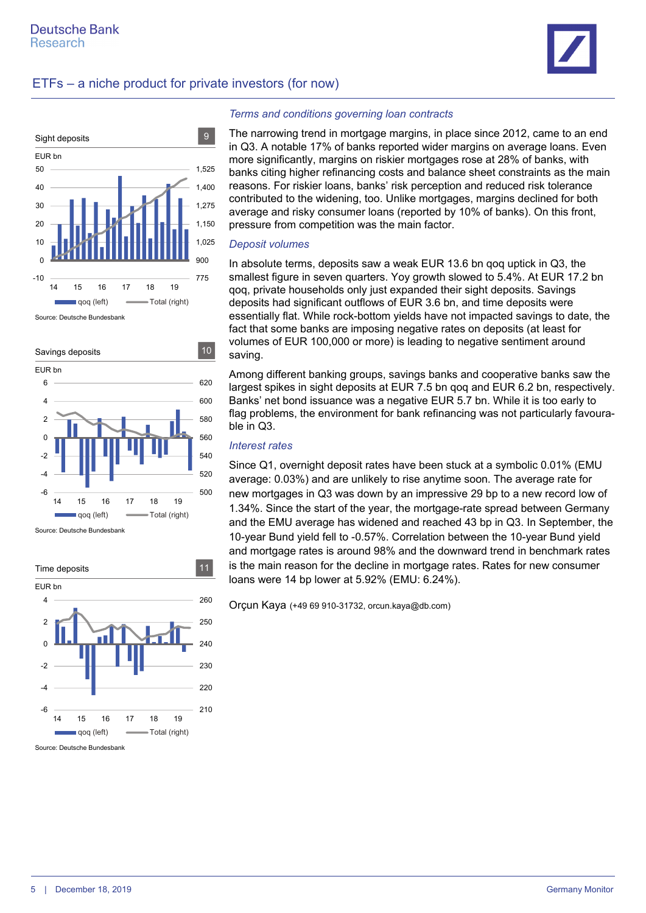## ETFs – a niche product for private investors (for now)

Sight deposits — 9

EUR bn

Source: Deutsche Bundesbank

Savings deposits — 10

EUR bn

Source: Deutsche Bundesbank

Time deposits — 11

EUR bn

Source: Deutsche Bundesbank

### *Terms and conditions governing loan contracts*

The narrowing trend in mortgage margins, in place since 2012, came to an end in Q3. A notable 17% of banks reported wider margins on average loans. Even more significantly, margins on riskier mortgages rose at 28% of banks, with banks citing higher refinancing costs and balance sheet constraints as the main reasons. For riskier loans, banks' risk perception and reduced risk tolerance contributed to the widening, too. Unlike mortgages, margins declined for both average and risky consumer loans (reported by 10% of banks). On this front, pressure from competition was the main factor.

### *Deposit volumes*

In absolute terms, deposits saw a weak EUR 13.6 bn qoq uptick in Q3, the smallest figure in seven quarters. Yoy growth slowed to 5.4%. At EUR 17.2 bn qoq, private households only just expanded their sight deposits. Savings deposits had significant outflows of EUR 3.6 bn, and time deposits were essentially flat. While rock-bottom yields have not impacted savings to date, the fact that some banks are imposing negative rates on deposits (at least for volumes of EUR 100,000 or more) is leading to negative sentiment around saving.

Among different banking groups, savings banks and cooperative banks saw the largest spikes in sight deposits at EUR 7.5 bn qoq and EUR 6.2 bn, respectively. Banks' net bond issuance was a negative EUR 5.7 bn. While it is too early to flag problems, the environment for bank refinancing was not particularly favourable in Q3.

### *Interest rates*

Since Q1, overnight deposit rates have been stuck at a symbolic 0.01% (EMU average: 0.03%) and are unlikely to rise anytime soon. The average rate for new mortgages in Q3 was down by an impressive 29 bp to a new record low of 1.34%. Since the start of the year, the mortgage-rate spread between Germany and the EMU average has widened and reached 43 bp in Q3. In September, the 10-year Bund yield fell to -0.57%. Correlation between the 10-year Bund yield and mortgage rates is around 98% and the downward trend in benchmark rates is the main reason for the decline in mortgage rates. Rates for new consumer loans were 14 bp lower at 5.92% (EMU: 6.24%).

Orçun Kaya (+49 69 910-31732, orcun.kaya@db.com)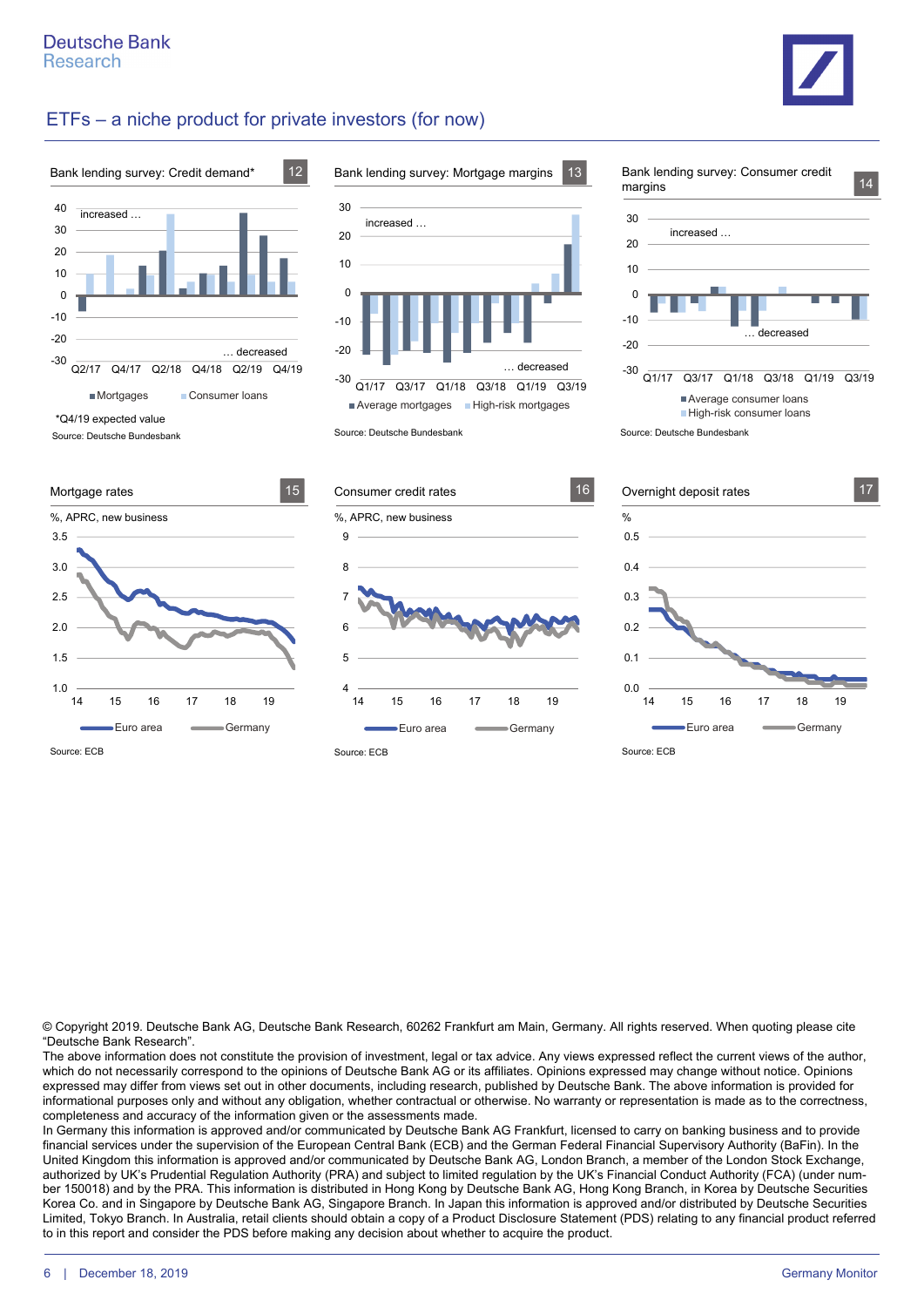## ETFs – a niche product for private investors (for now)

Bank lending survey: Credit demand* 12

40
30
20
10
0
-10
-20
-30

increased …

… decreased

Q2/17 Q4/17 Q2/18 Q4/18 Q2/19 Q4/19

Mortgages Consumer loans

*Q4/19 expected value

Source: Deutsche Bundesbank

Bank lending survey: Mortgage margins 13

30
20
10
0
-10
-20
-30

increased …

… decreased

Q1/17 Q3/17 Q1/18 Q3/18 Q1/19 Q3/19

Average mortgages High-risk mortgages

Source: Deutsche Bundesbank

Bank lending survey: Consumer credit margins 14

30
20
10
0
-10
-20
-30

increased …

… decreased

Q1/17 Q3/17 Q1/18 Q3/18 Q1/19 Q3/19

Average consumer loans
High-risk consumer loans

Source: Deutsche Bundesbank

Mortgage rates 15

%, APRC, new business

3.5
3.0
2.5
2.0
1.5
1.0

14 15 16 17 18 19

Euro area Germany

Source: ECB

Consumer credit rates 16

%, APRC, new business

9
8
7
6
5
4

14 15 16 17 18 19

Euro area Germany

Source: ECB

Overnight deposit rates 17

%

0.5
0.4
0.3
0.2
0.1
0.0

14 15 16 17 18 19

Euro area Germany

Source: ECB

© Copyright 2019. Deutsche Bank AG, Deutsche Bank Research, 60262 Frankfurt am Main, Germany. All rights reserved. When quoting please cite "Deutsche Bank Research".

The above information does not constitute the provision of investment, legal or tax advice. Any views expressed reflect the current views of the author, which do not necessarily correspond to the opinions of Deutsche Bank AG or its affiliates. Opinions expressed may change without notice. Opinions expressed may differ from views set out in other documents, including research, published by Deutsche Bank. The above information is provided for informational purposes only and without any obligation, whether contractual or otherwise. No warranty or representation is made as to the correctness, completeness and accuracy of the information given or the assessments made.

In Germany this information is approved and/or communicated by Deutsche Bank AG Frankfurt, licensed to carry on banking business and to provide financial services under the supervision of the European Central Bank (ECB) and the German Federal Financial Supervisory Authority (BaFin). In the United Kingdom this information is approved and/or communicated by Deutsche Bank AG, London Branch, a member of the London Stock Exchange, authorized by UK's Prudential Regulation Authority (PRA) and subject to limited regulation by the UK's Financial Conduct Authority (FCA) (under number 150018) and by the PRA. This information is distributed in Hong Kong by Deutsche Bank AG, Hong Kong Branch, in Korea by Deutsche Securities Korea Co. and in Singapore by Deutsche Bank AG, Singapore Branch. In Japan this information is approved and/or distributed by Deutsche Securities Limited, Tokyo Branch. In Australia, retail clients should obtain a copy of a Product Disclosure Statement (PDS) relating to any financial product referred to in this report and consider the PDS before making any decision about whether to acquire the product.